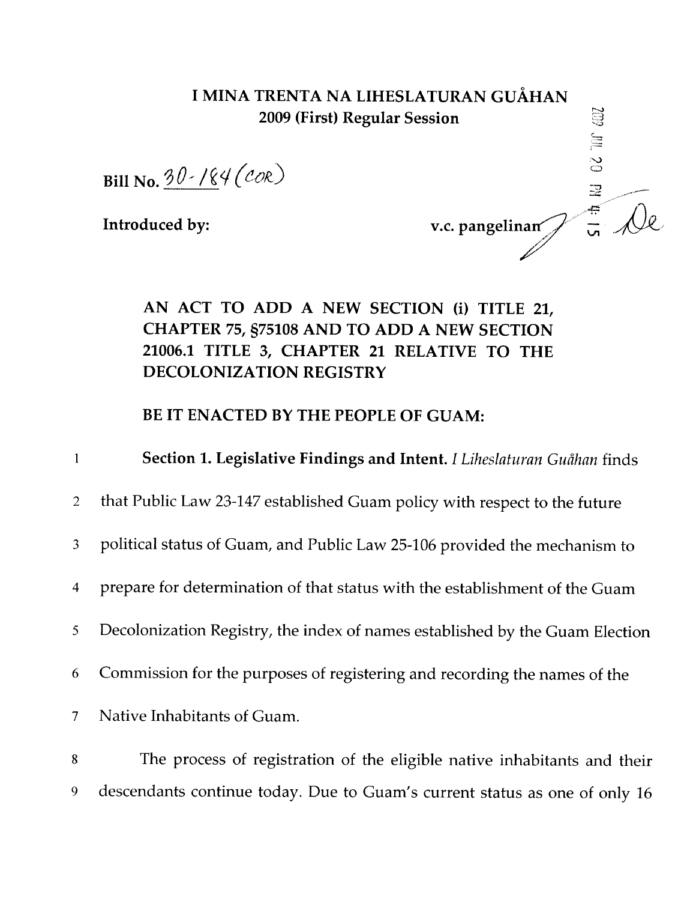# I MINA TRENTA NA LIHESLATURAN GUÅHAN
## 2009 (First) Regular Session

Bill No. 30-184 (COR)

Introduced by: v.c. pangelinan

**AN ACT TO ADD A NEW SECTION (i) TITLE 21, CHAPTER 75, §75108 AND TO ADD A NEW SECTION 21006.1 TITLE 3, CHAPTER 21 RELATIVE TO THE DECOLONIZATION REGISTRY**

**BE IT ENACTED BY THE PEOPLE OF GUAM:**

**Section 1. Legislative Findings and Intent.** *I Liheslaturan Guåhan* finds that Public Law 23-147 established Guam policy with respect to the future political status of Guam, and Public Law 25-106 provided the mechanism to prepare for determination of that status with the establishment of the Guam Decolonization Registry, the index of names established by the Guam Election Commission for the purposes of registering and recording the names of the Native Inhabitants of Guam.

The process of registration of the eligible native inhabitants and their descendants continue today. Due to Guam's current status as one of only 16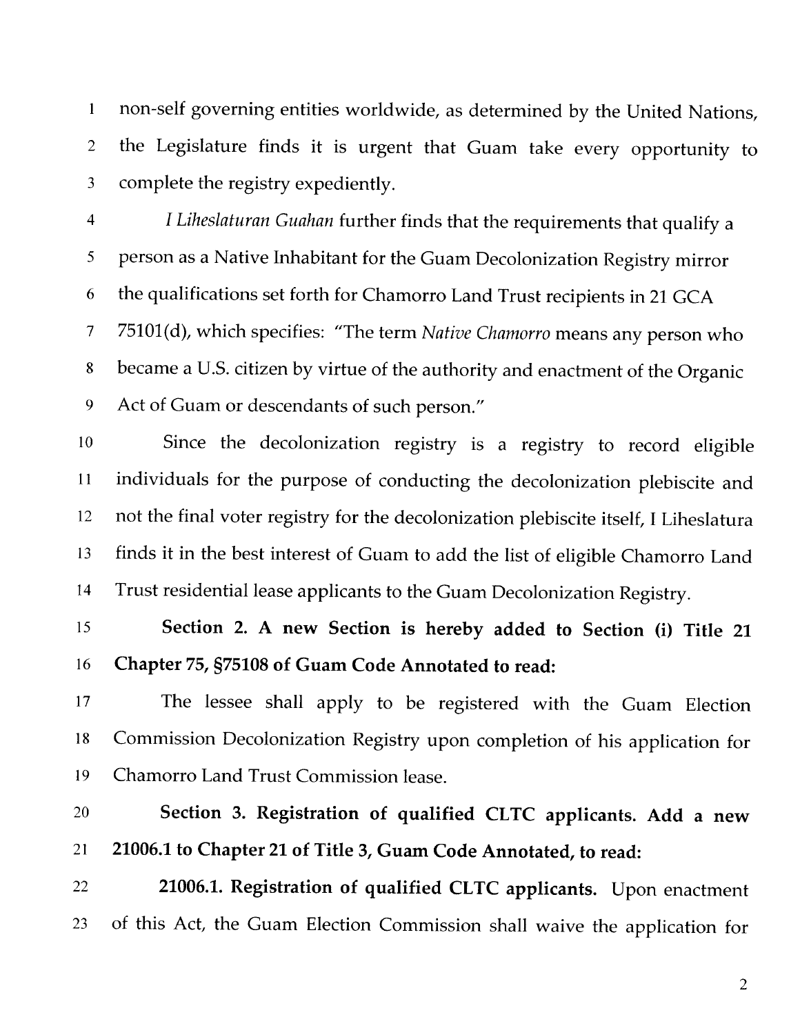non-self governing entities worldwide, as determined by the United Nations, the Legislature finds it is urgent that Guam take every opportunity to complete the registry expediently.

*I Liheslaturan Guahan* further finds that the requirements that qualify a person as a Native Inhabitant for the Guam Decolonization Registry mirror the qualifications set forth for Chamorro Land Trust recipients in 21 GCA 75101(d), which specifies: "The term *Native Chamorro* means any person who became a U.S. citizen by virtue of the authority and enactment of the Organic Act of Guam or descendants of such person."

Since the decolonization registry is a registry to record eligible individuals for the purpose of conducting the decolonization plebiscite and not the final voter registry for the decolonization plebiscite itself, I Liheslatura finds it in the best interest of Guam to add the list of eligible Chamorro Land Trust residential lease applicants to the Guam Decolonization Registry.

**Section 2. A new Section is hereby added to Section (i) Title 21 Chapter 75, §75108 of Guam Code Annotated to read:**

The lessee shall apply to be registered with the Guam Election Commission Decolonization Registry upon completion of his application for Chamorro Land Trust Commission lease.

**Section 3. Registration of qualified CLTC applicants. Add a new 21006.1 to Chapter 21 of Title 3, Guam Code Annotated, to read:**

**21006.1. Registration of qualified CLTC applicants.** Upon enactment of this Act, the Guam Election Commission shall waive the application for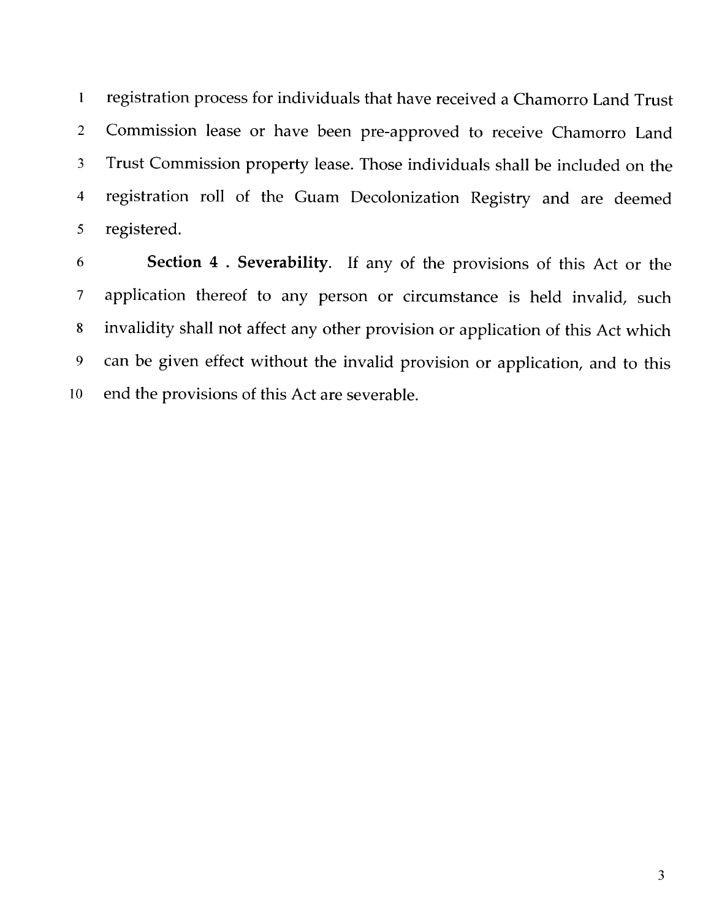registration process for individuals that have received a Chamorro Land Trust Commission lease or have been pre-approved to receive Chamorro Land Trust Commission property lease. Those individuals shall be included on the registration roll of the Guam Decolonization Registry and are deemed registered.

**Section 4 . Severability.** If any of the provisions of this Act or the application thereof to any person or circumstance is held invalid, such invalidity shall not affect any other provision or application of this Act which can be given effect without the invalid provision or application, and to this end the provisions of this Act are severable.